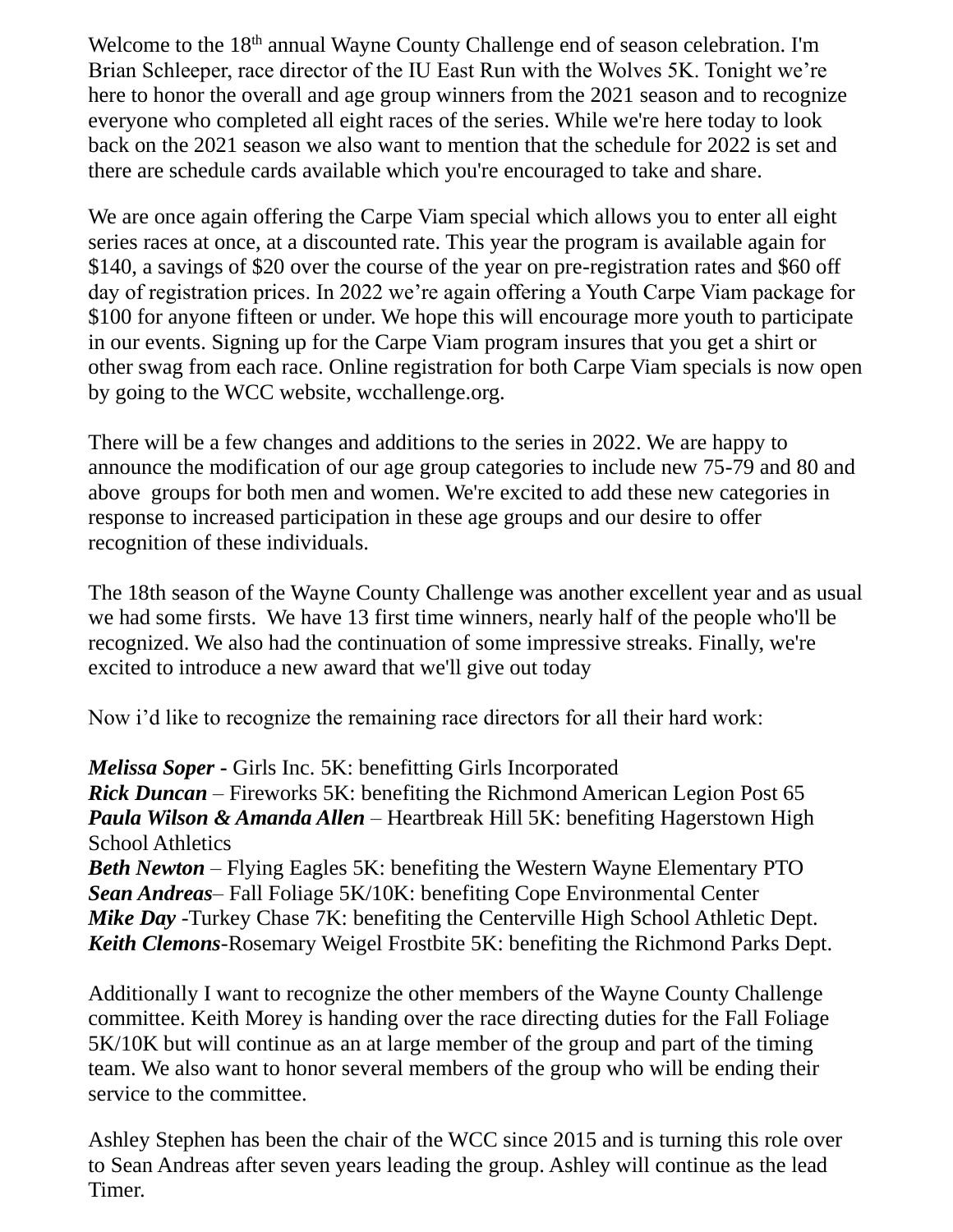Welcome to the 18th annual Wayne County Challenge end of season celebration. I'm Brian Schleeper, race director of the IU East Run with the Wolves 5K. Tonight we're here to honor the overall and age group winners from the 2021 season and to recognize everyone who completed all eight races of the series. While we're here today to look back on the 2021 season we also want to mention that the schedule for 2022 is set and there are schedule cards available which you're encouraged to take and share.

We are once again offering the Carpe Viam special which allows you to enter all eight series races at once, at a discounted rate. This year the program is available again for $140, a savings of $20 over the course of the year on pre-registration rates and $60 off day of registration prices. In 2022 we're again offering a Youth Carpe Viam package for $100 for anyone fifteen or under. We hope this will encourage more youth to participate in our events. Signing up for the Carpe Viam program insures that you get a shirt or other swag from each race. Online registration for both Carpe Viam specials is now open by going to the WCC website, wcchallenge.org.

There will be a few changes and additions to the series in 2022. We are happy to announce the modification of our age group categories to include new 75-79 and 80 and above groups for both men and women. We're excited to add these new categories in response to increased participation in these age groups and our desire to offer recognition of these individuals.

The 18th season of the Wayne County Challenge was another excellent year and as usual we had some firsts. We have 13 first time winners, nearly half of the people who'll be recognized. We also had the continuation of some impressive streaks. Finally, we're excited to introduce a new award that we'll give out today

Now i'd like to recognize the remaining race directors for all their hard work:

***Melissa Soper -*** Girls Inc. 5K: benefitting Girls Incorporated
***Rick Duncan*** – Fireworks 5K: benefiting the Richmond American Legion Post 65
***Paula Wilson & Amanda Allen*** – Heartbreak Hill 5K: benefiting Hagerstown High School Athletics
***Beth Newton*** – Flying Eagles 5K: benefiting the Western Wayne Elementary PTO
***Sean Andreas***– Fall Foliage 5K/10K: benefiting Cope Environmental Center
***Mike Day*** -Turkey Chase 7K: benefiting the Centerville High School Athletic Dept.
***Keith Clemons***-Rosemary Weigel Frostbite 5K: benefiting the Richmond Parks Dept.

Additionally I want to recognize the other members of the Wayne County Challenge committee. Keith Morey is handing over the race directing duties for the Fall Foliage 5K/10K but will continue as an at large member of the group and part of the timing team. We also want to honor several members of the group who will be ending their service to the committee.

Ashley Stephen has been the chair of the WCC since 2015 and is turning this role over to Sean Andreas after seven years leading the group. Ashley will continue as the lead Timer.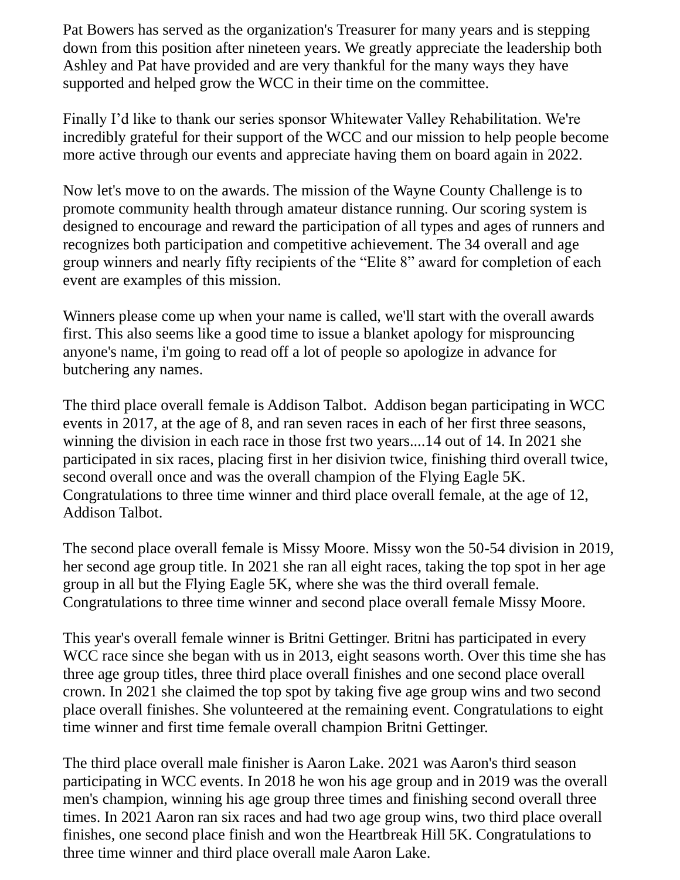Pat Bowers has served as the organization's Treasurer for many years and is stepping down from this position after nineteen years. We greatly appreciate the leadership both Ashley and Pat have provided and are very thankful for the many ways they have supported and helped grow the WCC in their time on the committee.

Finally I'd like to thank our series sponsor Whitewater Valley Rehabilitation. We're incredibly grateful for their support of the WCC and our mission to help people become more active through our events and appreciate having them on board again in 2022.

Now let's move to on the awards. The mission of the Wayne County Challenge is to promote community health through amateur distance running. Our scoring system is designed to encourage and reward the participation of all types and ages of runners and recognizes both participation and competitive achievement. The 34 overall and age group winners and nearly fifty recipients of the "Elite 8" award for completion of each event are examples of this mission.

Winners please come up when your name is called, we'll start with the overall awards first. This also seems like a good time to issue a blanket apology for misprouncing anyone's name, i'm going to read off a lot of people so apologize in advance for butchering any names.

The third place overall female is Addison Talbot. Addison began participating in WCC events in 2017, at the age of 8, and ran seven races in each of her first three seasons, winning the division in each race in those frst two years....14 out of 14. In 2021 she participated in six races, placing first in her disivion twice, finishing third overall twice, second overall once and was the overall champion of the Flying Eagle 5K. Congratulations to three time winner and third place overall female, at the age of 12, Addison Talbot.

The second place overall female is Missy Moore. Missy won the 50-54 division in 2019, her second age group title. In 2021 she ran all eight races, taking the top spot in her age group in all but the Flying Eagle 5K, where she was the third overall female. Congratulations to three time winner and second place overall female Missy Moore.

This year's overall female winner is Britni Gettinger. Britni has participated in every WCC race since she began with us in 2013, eight seasons worth. Over this time she has three age group titles, three third place overall finishes and one second place overall crown. In 2021 she claimed the top spot by taking five age group wins and two second place overall finishes. She volunteered at the remaining event. Congratulations to eight time winner and first time female overall champion Britni Gettinger.

The third place overall male finisher is Aaron Lake. 2021 was Aaron's third season participating in WCC events. In 2018 he won his age group and in 2019 was the overall men's champion, winning his age group three times and finishing second overall three times. In 2021 Aaron ran six races and had two age group wins, two third place overall finishes, one second place finish and won the Heartbreak Hill 5K. Congratulations to three time winner and third place overall male Aaron Lake.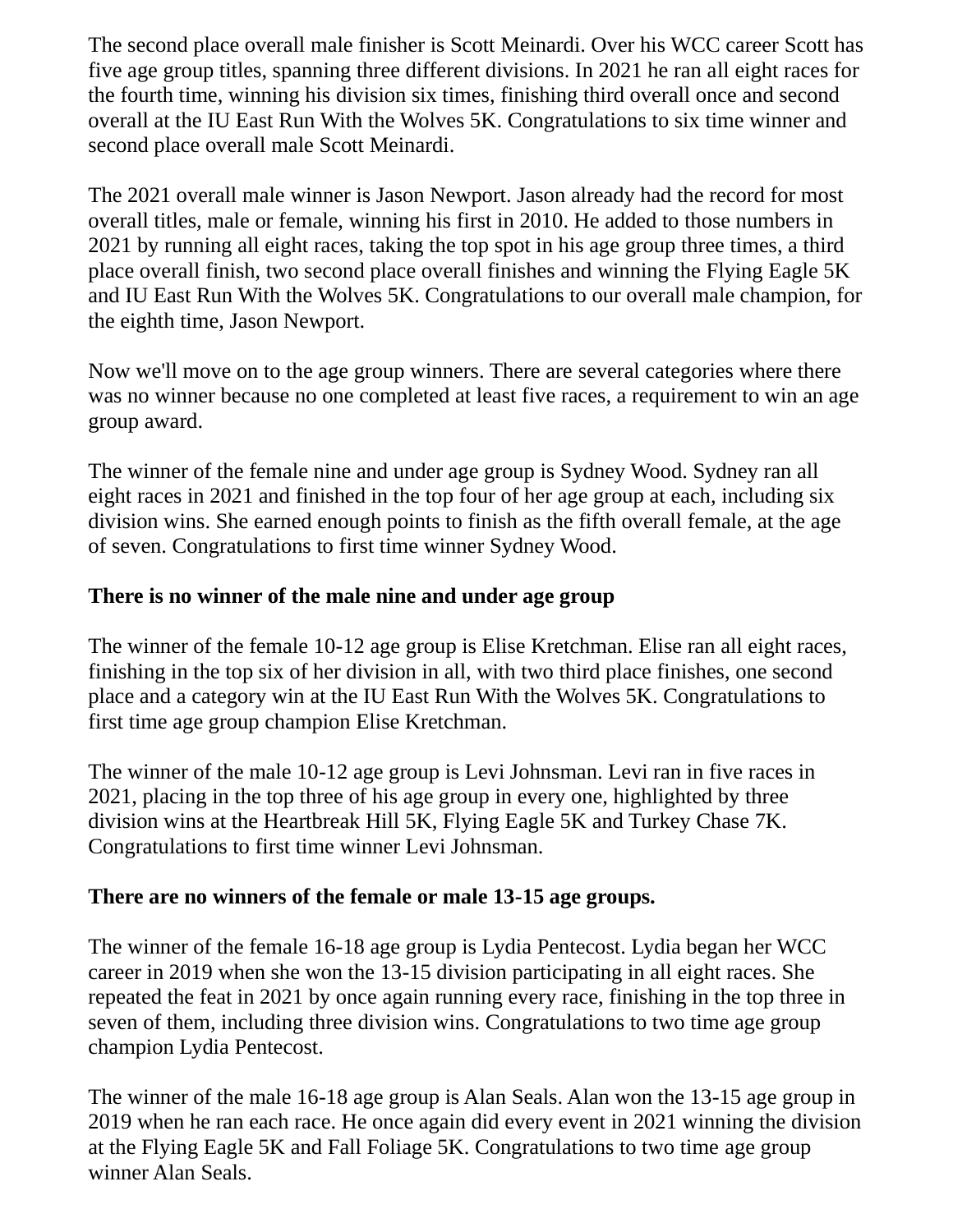The second place overall male finisher is Scott Meinardi. Over his WCC career Scott has five age group titles, spanning three different divisions. In 2021 he ran all eight races for the fourth time, winning his division six times, finishing third overall once and second overall at the IU East Run With the Wolves 5K. Congratulations to six time winner and second place overall male Scott Meinardi.

The 2021 overall male winner is Jason Newport. Jason already had the record for most overall titles, male or female, winning his first in 2010. He added to those numbers in 2021 by running all eight races, taking the top spot in his age group three times, a third place overall finish, two second place overall finishes and winning the Flying Eagle 5K and IU East Run With the Wolves 5K. Congratulations to our overall male champion, for the eighth time, Jason Newport.

Now we'll move on to the age group winners. There are several categories where there was no winner because no one completed at least five races, a requirement to win an age group award.

The winner of the female nine and under age group is Sydney Wood. Sydney ran all eight races in 2021 and finished in the top four of her age group at each, including six division wins. She earned enough points to finish as the fifth overall female, at the age of seven. Congratulations to first time winner Sydney Wood.

**There is no winner of the male nine and under age group**

The winner of the female 10-12 age group is Elise Kretchman. Elise ran all eight races, finishing in the top six of her division in all, with two third place finishes, one second place and a category win at the IU East Run With the Wolves 5K. Congratulations to first time age group champion Elise Kretchman.

The winner of the male 10-12 age group is Levi Johnsman. Levi ran in five races in 2021, placing in the top three of his age group in every one, highlighted by three division wins at the Heartbreak Hill 5K, Flying Eagle 5K and Turkey Chase 7K. Congratulations to first time winner Levi Johnsman.

**There are no winners of the female or male 13-15 age groups.**

The winner of the female 16-18 age group is Lydia Pentecost. Lydia began her WCC career in 2019 when she won the 13-15 division participating in all eight races. She repeated the feat in 2021 by once again running every race, finishing in the top three in seven of them, including three division wins. Congratulations to two time age group champion Lydia Pentecost.

The winner of the male 16-18 age group is Alan Seals. Alan won the 13-15 age group in 2019 when he ran each race. He once again did every event in 2021 winning the division at the Flying Eagle 5K and Fall Foliage 5K. Congratulations to two time age group winner Alan Seals.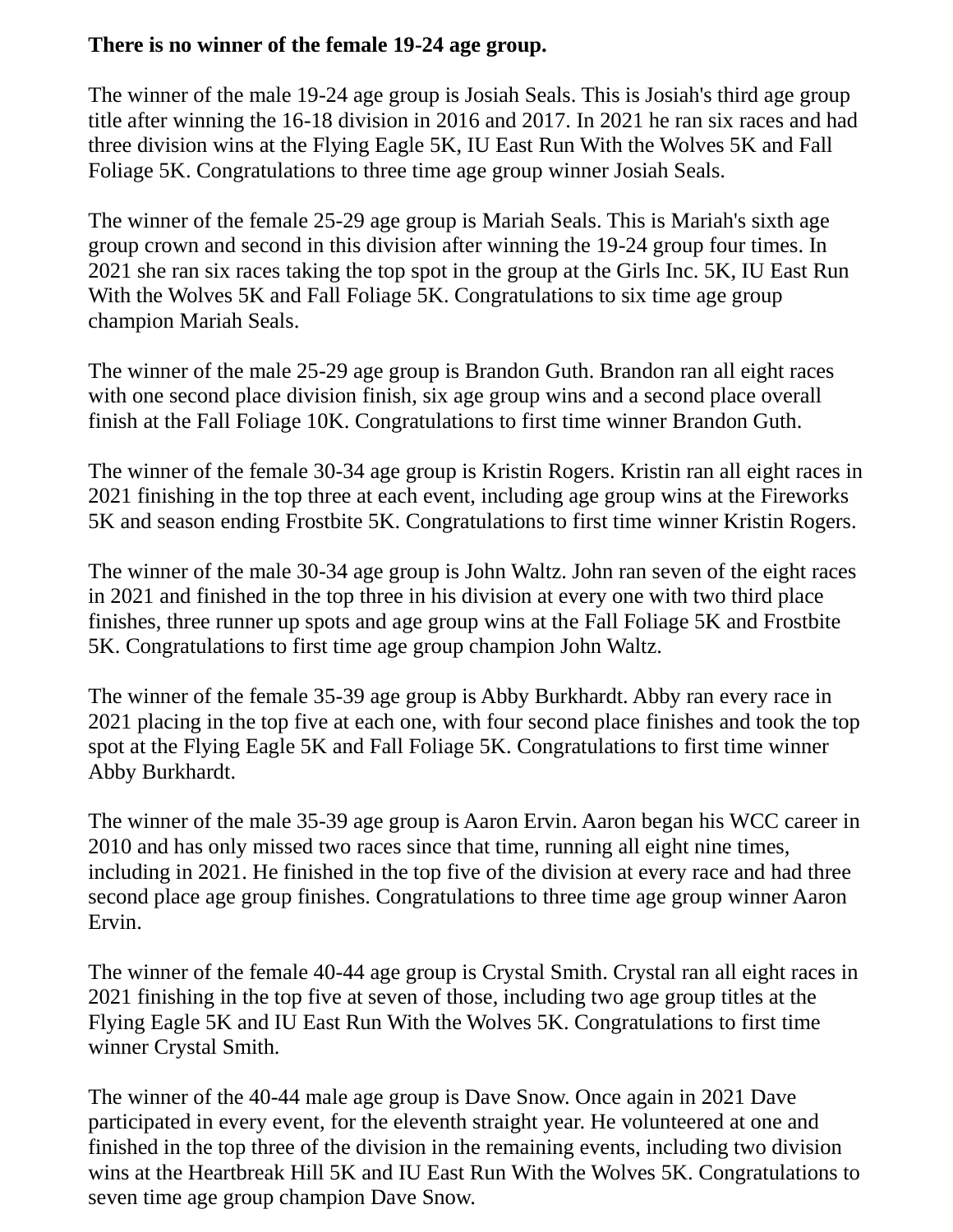**There is no winner of the female 19-24 age group.**

The winner of the male 19-24 age group is Josiah Seals. This is Josiah's third age group title after winning the 16-18 division in 2016 and 2017. In 2021 he ran six races and had three division wins at the Flying Eagle 5K, IU East Run With the Wolves 5K and Fall Foliage 5K. Congratulations to three time age group winner Josiah Seals.

The winner of the female 25-29 age group is Mariah Seals. This is Mariah's sixth age group crown and second in this division after winning the 19-24 group four times. In 2021 she ran six races taking the top spot in the group at the Girls Inc. 5K, IU East Run With the Wolves 5K and Fall Foliage 5K. Congratulations to six time age group champion Mariah Seals.

The winner of the male 25-29 age group is Brandon Guth. Brandon ran all eight races with one second place division finish, six age group wins and a second place overall finish at the Fall Foliage 10K. Congratulations to first time winner Brandon Guth.

The winner of the female 30-34 age group is Kristin Rogers. Kristin ran all eight races in 2021 finishing in the top three at each event, including age group wins at the Fireworks 5K and season ending Frostbite 5K. Congratulations to first time winner Kristin Rogers.

The winner of the male 30-34 age group is John Waltz. John ran seven of the eight races in 2021 and finished in the top three in his division at every one with two third place finishes, three runner up spots and age group wins at the Fall Foliage 5K and Frostbite 5K. Congratulations to first time age group champion John Waltz.

The winner of the female 35-39 age group is Abby Burkhardt. Abby ran every race in 2021 placing in the top five at each one, with four second place finishes and took the top spot at the Flying Eagle 5K and Fall Foliage 5K. Congratulations to first time winner Abby Burkhardt.

The winner of the male 35-39 age group is Aaron Ervin. Aaron began his WCC career in 2010 and has only missed two races since that time, running all eight nine times, including in 2021. He finished in the top five of the division at every race and had three second place age group finishes. Congratulations to three time age group winner Aaron Ervin.

The winner of the female 40-44 age group is Crystal Smith. Crystal ran all eight races in 2021 finishing in the top five at seven of those, including two age group titles at the Flying Eagle 5K and IU East Run With the Wolves 5K. Congratulations to first time winner Crystal Smith.

The winner of the 40-44 male age group is Dave Snow. Once again in 2021 Dave participated in every event, for the eleventh straight year. He volunteered at one and finished in the top three of the division in the remaining events, including two division wins at the Heartbreak Hill 5K and IU East Run With the Wolves 5K. Congratulations to seven time age group champion Dave Snow.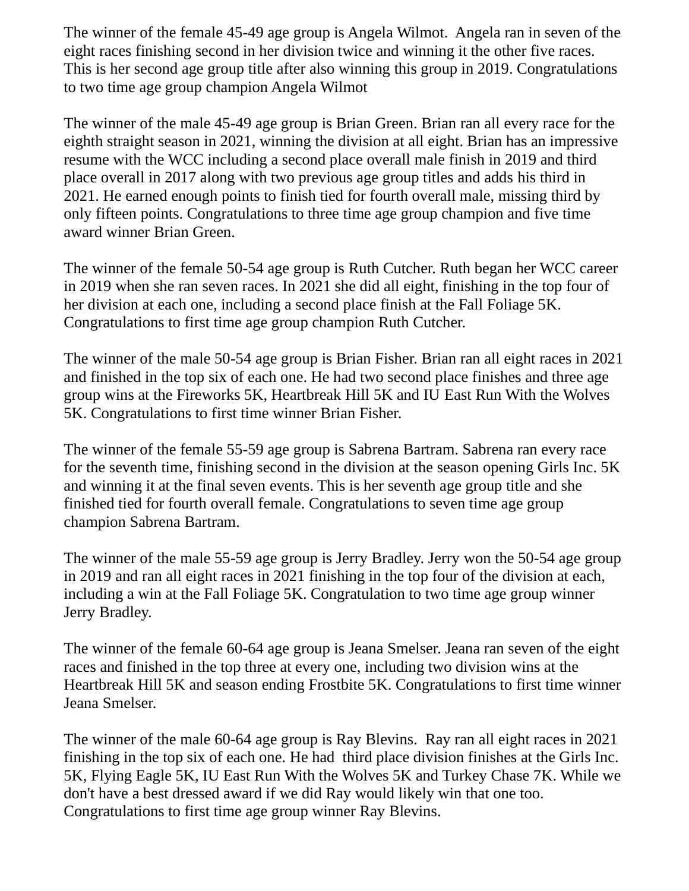The winner of the female 45-49 age group is Angela Wilmot. Angela ran in seven of the eight races finishing second in her division twice and winning it the other five races. This is her second age group title after also winning this group in 2019. Congratulations to two time age group champion Angela Wilmot

The winner of the male 45-49 age group is Brian Green. Brian ran all every race for the eighth straight season in 2021, winning the division at all eight. Brian has an impressive resume with the WCC including a second place overall male finish in 2019 and third place overall in 2017 along with two previous age group titles and adds his third in 2021. He earned enough points to finish tied for fourth overall male, missing third by only fifteen points. Congratulations to three time age group champion and five time award winner Brian Green.

The winner of the female 50-54 age group is Ruth Cutcher. Ruth began her WCC career in 2019 when she ran seven races. In 2021 she did all eight, finishing in the top four of her division at each one, including a second place finish at the Fall Foliage 5K. Congratulations to first time age group champion Ruth Cutcher.

The winner of the male 50-54 age group is Brian Fisher. Brian ran all eight races in 2021 and finished in the top six of each one. He had two second place finishes and three age group wins at the Fireworks 5K, Heartbreak Hill 5K and IU East Run With the Wolves 5K. Congratulations to first time winner Brian Fisher.

The winner of the female 55-59 age group is Sabrena Bartram. Sabrena ran every race for the seventh time, finishing second in the division at the season opening Girls Inc. 5K and winning it at the final seven events. This is her seventh age group title and she finished tied for fourth overall female. Congratulations to seven time age group champion Sabrena Bartram.

The winner of the male 55-59 age group is Jerry Bradley. Jerry won the 50-54 age group in 2019 and ran all eight races in 2021 finishing in the top four of the division at each, including a win at the Fall Foliage 5K. Congratulation to two time age group winner Jerry Bradley.

The winner of the female 60-64 age group is Jeana Smelser. Jeana ran seven of the eight races and finished in the top three at every one, including two division wins at the Heartbreak Hill 5K and season ending Frostbite 5K. Congratulations to first time winner Jeana Smelser.

The winner of the male 60-64 age group is Ray Blevins. Ray ran all eight races in 2021 finishing in the top six of each one. He had third place division finishes at the Girls Inc. 5K, Flying Eagle 5K, IU East Run With the Wolves 5K and Turkey Chase 7K. While we don't have a best dressed award if we did Ray would likely win that one too. Congratulations to first time age group winner Ray Blevins.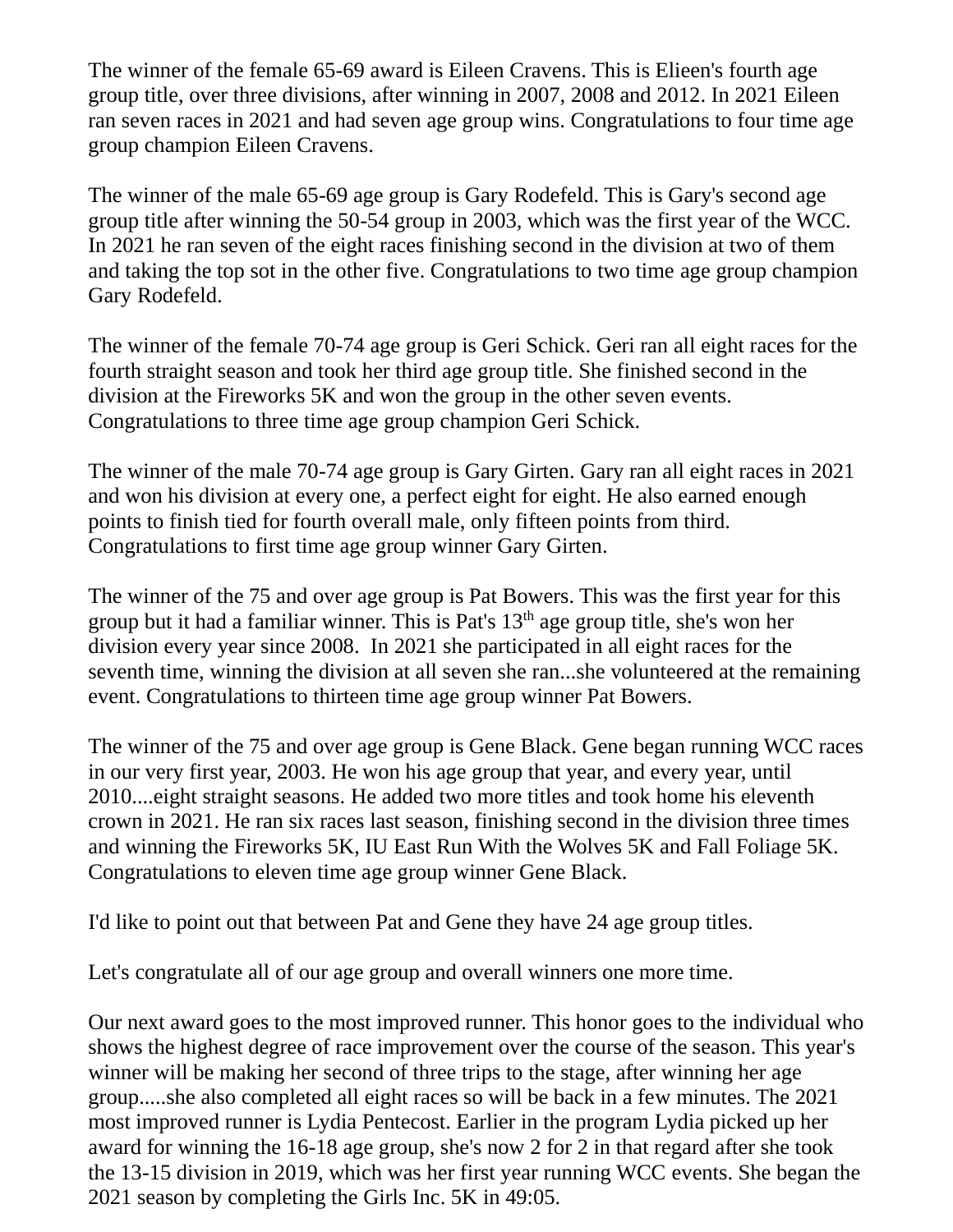The winner of the female 65-69 award is Eileen Cravens. This is Elieen's fourth age group title, over three divisions, after winning in 2007, 2008 and 2012. In 2021 Eileen ran seven races in 2021 and had seven age group wins. Congratulations to four time age group champion Eileen Cravens.

The winner of the male 65-69 age group is Gary Rodefeld. This is Gary's second age group title after winning the 50-54 group in 2003, which was the first year of the WCC. In 2021 he ran seven of the eight races finishing second in the division at two of them and taking the top sot in the other five. Congratulations to two time age group champion Gary Rodefeld.

The winner of the female 70-74 age group is Geri Schick. Geri ran all eight races for the fourth straight season and took her third age group title. She finished second in the division at the Fireworks 5K and won the group in the other seven events. Congratulations to three time age group champion Geri Schick.

The winner of the male 70-74 age group is Gary Girten. Gary ran all eight races in 2021 and won his division at every one, a perfect eight for eight. He also earned enough points to finish tied for fourth overall male, only fifteen points from third. Congratulations to first time age group winner Gary Girten.

The winner of the 75 and over age group is Pat Bowers. This was the first year for this group but it had a familiar winner. This is Pat's 13th age group title, she's won her division every year since 2008. In 2021 she participated in all eight races for the seventh time, winning the division at all seven she ran...she volunteered at the remaining event. Congratulations to thirteen time age group winner Pat Bowers.

The winner of the 75 and over age group is Gene Black. Gene began running WCC races in our very first year, 2003. He won his age group that year, and every year, until 2010....eight straight seasons. He added two more titles and took home his eleventh crown in 2021. He ran six races last season, finishing second in the division three times and winning the Fireworks 5K, IU East Run With the Wolves 5K and Fall Foliage 5K. Congratulations to eleven time age group winner Gene Black.

I'd like to point out that between Pat and Gene they have 24 age group titles.

Let's congratulate all of our age group and overall winners one more time.

Our next award goes to the most improved runner. This honor goes to the individual who shows the highest degree of race improvement over the course of the season. This year's winner will be making her second of three trips to the stage, after winning her age group.....she also completed all eight races so will be back in a few minutes. The 2021 most improved runner is Lydia Pentecost. Earlier in the program Lydia picked up her award for winning the 16-18 age group, she's now 2 for 2 in that regard after she took the 13-15 division in 2019, which was her first year running WCC events. She began the 2021 season by completing the Girls Inc. 5K in 49:05.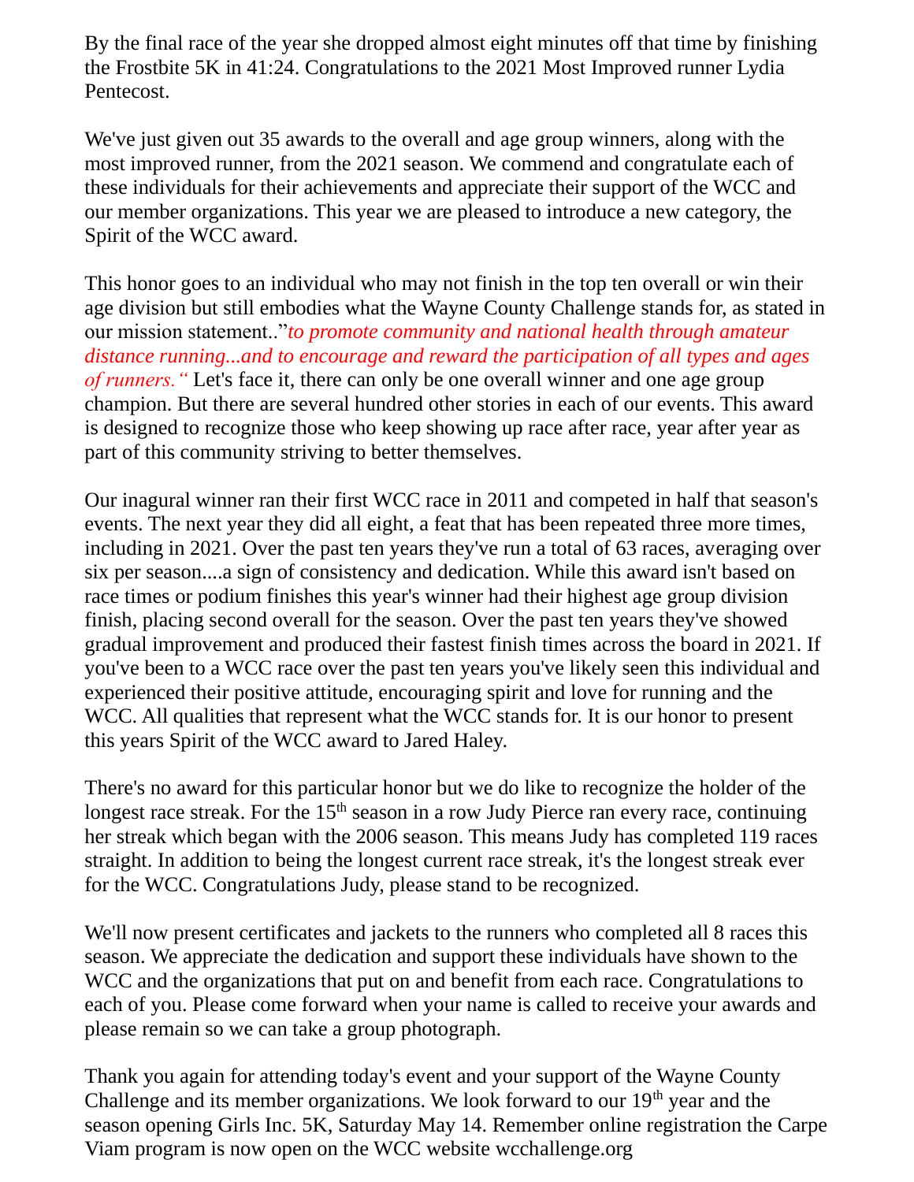By the final race of the year she dropped almost eight minutes off that time by finishing the Frostbite 5K in 41:24. Congratulations to the 2021 Most Improved runner Lydia Pentecost.

We've just given out 35 awards to the overall and age group winners, along with the most improved runner, from the 2021 season. We commend and congratulate each of these individuals for their achievements and appreciate their support of the WCC and our member organizations. This year we are pleased to introduce a new category, the Spirit of the WCC award.

This honor goes to an individual who may not finish in the top ten overall or win their age division but still embodies what the Wayne County Challenge stands for, as stated in our mission statement..”*to promote community and national health through amateur distance running...and to encourage and reward the participation of all types and ages of runners.“* Let's face it, there can only be one overall winner and one age group champion. But there are several hundred other stories in each of our events. This award is designed to recognize those who keep showing up race after race, year after year as part of this community striving to better themselves.

Our inagural winner ran their first WCC race in 2011 and competed in half that season's events. The next year they did all eight, a feat that has been repeated three more times, including in 2021. Over the past ten years they've run a total of 63 races, averaging over six per season....a sign of consistency and dedication. While this award isn't based on race times or podium finishes this year's winner had their highest age group division finish, placing second overall for the season. Over the past ten years they've showed gradual improvement and produced their fastest finish times across the board in 2021. If you've been to a WCC race over the past ten years you've likely seen this individual and experienced their positive attitude, encouraging spirit and love for running and the WCC. All qualities that represent what the WCC stands for. It is our honor to present this years Spirit of the WCC award to Jared Haley.

There's no award for this particular honor but we do like to recognize the holder of the longest race streak. For the 15th season in a row Judy Pierce ran every race, continuing her streak which began with the 2006 season. This means Judy has completed 119 races straight. In addition to being the longest current race streak, it's the longest streak ever for the WCC. Congratulations Judy, please stand to be recognized.

We'll now present certificates and jackets to the runners who completed all 8 races this season. We appreciate the dedication and support these individuals have shown to the WCC and the organizations that put on and benefit from each race. Congratulations to each of you. Please come forward when your name is called to receive your awards and please remain so we can take a group photograph.

Thank you again for attending today's event and your support of the Wayne County Challenge and its member organizations. We look forward to our 19th year and the season opening Girls Inc. 5K, Saturday May 14. Remember online registration the Carpe Viam program is now open on the WCC website wcchallenge.org